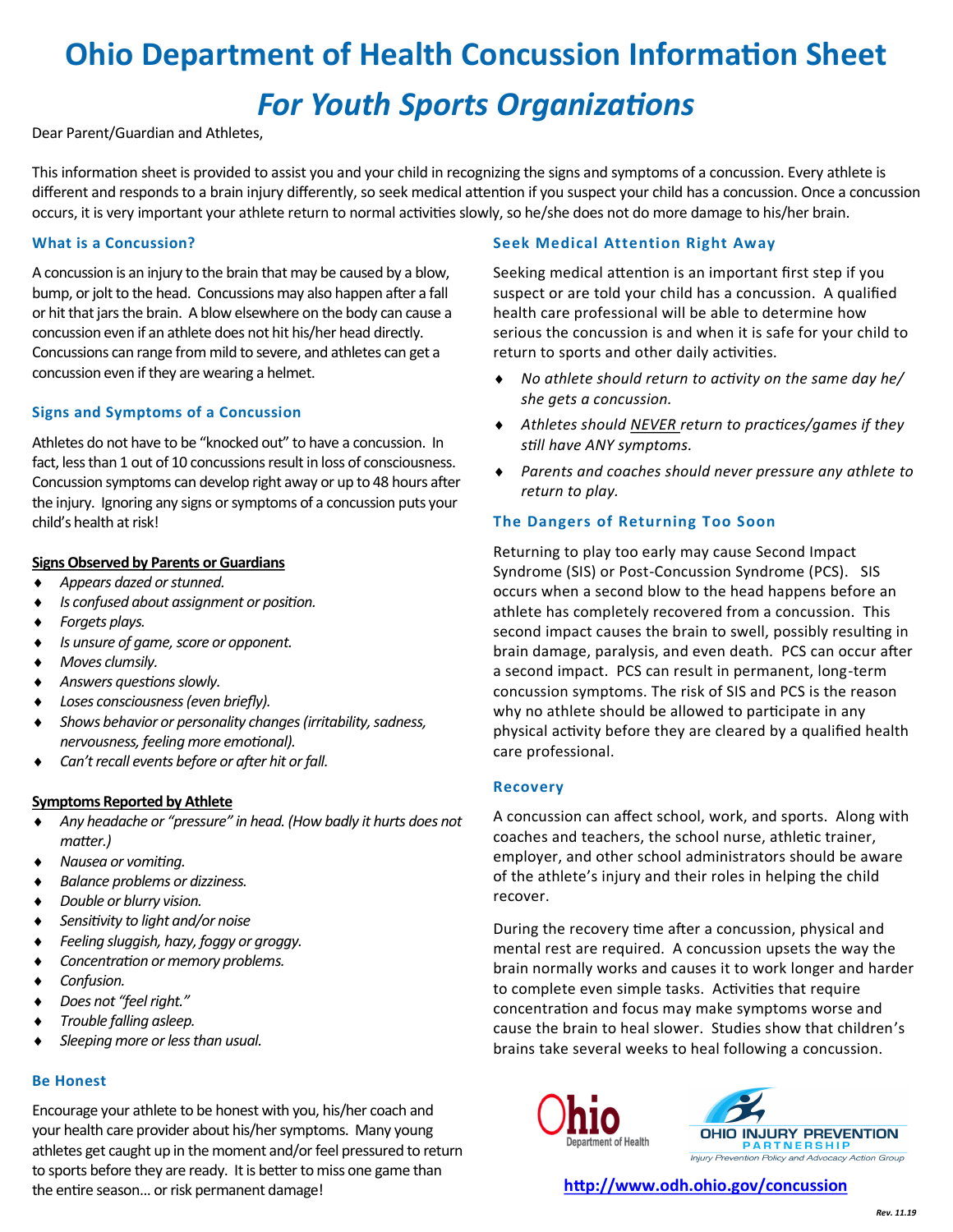# Ohio Department of Health Concussion Information Sheet

## *For Youth Sports Organizations*

Dear Parent/Guardian and Athletes,

This information sheet is provided to assist you and your child in recognizing the signs and symptoms of a concussion. Every athlete is different and responds to a brain injury differently, so seek medical attention if you suspect your child has a concussion. Once a concussion occurs, it is very important your athlete return to normal activities slowly, so he/she does not do more damage to his/her brain.

### What is a Concussion?

A concussion is an injury to the brain that may be caused by a blow, bump, or jolt to the head. Concussions may also happen after a fall or hit that jars the brain. A blow elsewhere on the body can cause a concussion even if an athlete does not hit his/her head directly. Concussions can range from mild to severe, and athletes can get a concussion even if they are wearing a helmet.

### Signs and Symptoms of a Concussion

Athletes do not have to be "knocked out" to have a concussion. In fact, less than 1 out of 10 concussions result in loss of consciousness. Concussion symptoms can develop right away or up to 48 hours after the injury. Ignoring any signs or symptoms of a concussion puts your child's health at risk!

**Signs Observed by Parents or Guardians**

- *Appears dazed or stunned.*
- *Is confused about assignment or position.*
- *Forgets plays.*
- *Is unsure of game, score or opponent.*
- *Moves clumsily.*
- *Answers questions slowly.*
- *Loses consciousness (even briefly).*
- *Shows behavior or personality changes (irritability, sadness, nervousness, feeling more emotional).*
- *Can't recall events before or after hit or fall.*

**Symptoms Reported by Athlete**

- *Any headache or "pressure" in head. (How badly it hurts does not matter.)*
- *Nausea or vomiting.*
- *Balance problems or dizziness.*
- *Double or blurry vision.*
- *Sensitivity to light and/or noise*
- *Feeling sluggish, hazy, foggy or groggy.*
- *Concentration or memory problems.*
- *Confusion.*
- *Does not "feel right."*
- *Trouble falling asleep.*
- *Sleeping more or less than usual.*

### Be Honest

Encourage your athlete to be honest with you, his/her coach and your health care provider about his/her symptoms. Many young athletes get caught up in the moment and/or feel pressured to return to sports before they are ready. It is better to miss one game than the entire season… or risk permanent damage!

### Seek Medical Attention Right Away

Seeking medical attention is an important first step if you suspect or are told your child has a concussion. A qualified health care professional will be able to determine how serious the concussion is and when it is safe for your child to return to sports and other daily activities.

- *No athlete should return to activity on the same day he/she gets a concussion.*
- *Athletes should NEVER return to practices/games if they still have ANY symptoms.*
- *Parents and coaches should never pressure any athlete to return to play.*

### The Dangers of Returning Too Soon

Returning to play too early may cause Second Impact Syndrome (SIS) or Post-Concussion Syndrome (PCS). SIS occurs when a second blow to the head happens before an athlete has completely recovered from a concussion. This second impact causes the brain to swell, possibly resulting in brain damage, paralysis, and even death. PCS can occur after a second impact. PCS can result in permanent, long-term concussion symptoms. The risk of SIS and PCS is the reason why no athlete should be allowed to participate in any physical activity before they are cleared by a qualified health care professional.

### Recovery

A concussion can affect school, work, and sports. Along with coaches and teachers, the school nurse, athletic trainer, employer, and other school administrators should be aware of the athlete's injury and their roles in helping the child recover.

During the recovery time after a concussion, physical and mental rest are required. A concussion upsets the way the brain normally works and causes it to work longer and harder to complete even simple tasks. Activities that require concentration and focus may make symptoms worse and cause the brain to heal slower. Studies show that children's brains take several weeks to heal following a concussion.

Ohio Department of Health

OHIO INJURY PREVENTION PARTNERSHIP
Injury Prevention Policy and Advocacy Action Group

http://www.odh.ohio.gov/concussion

Rev. 11.19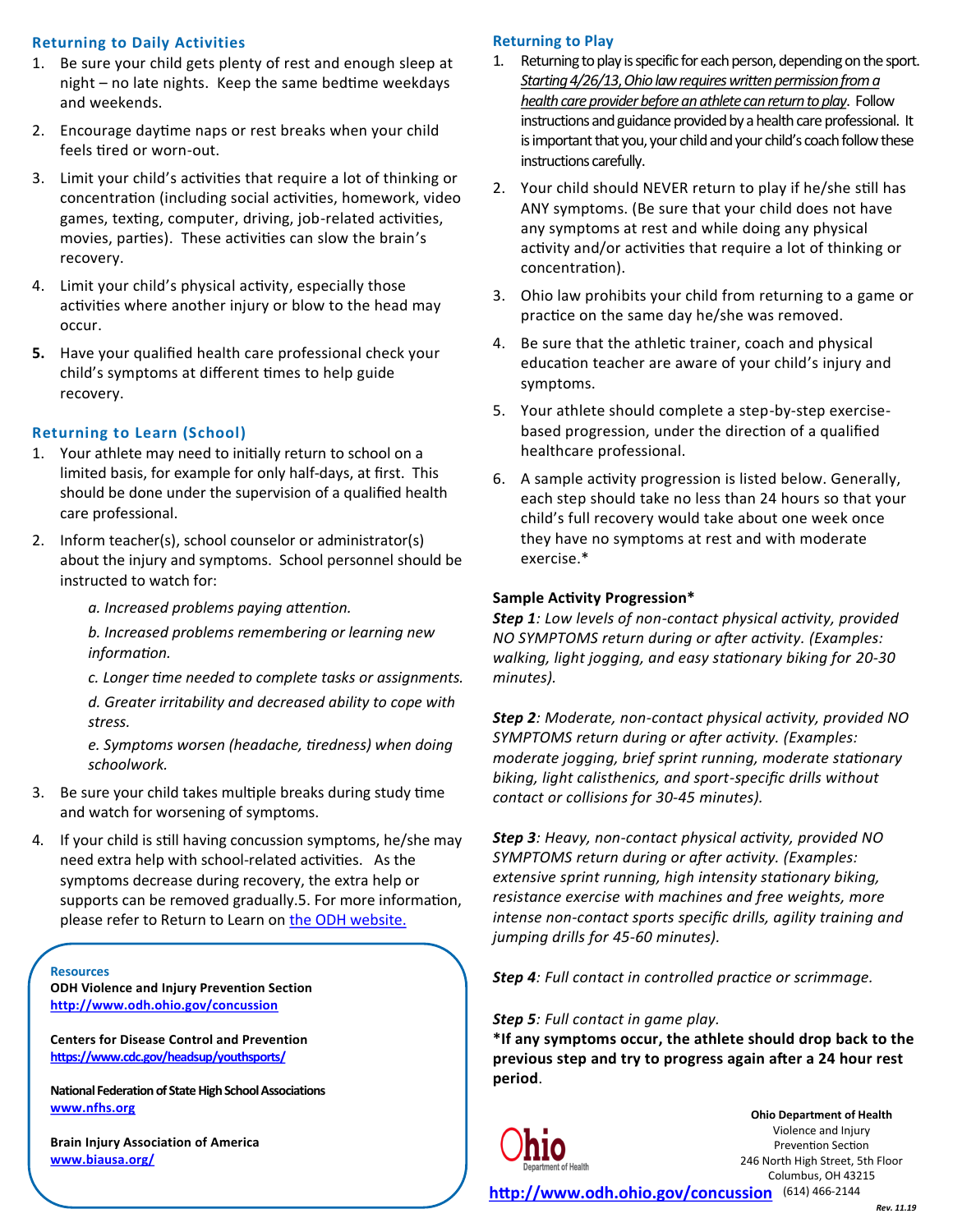## Returning to Daily Activities

1. Be sure your child gets plenty of rest and enough sleep at night – no late nights. Keep the same bedtime weekdays and weekends.
2. Encourage daytime naps or rest breaks when your child feels tired or worn-out.
3. Limit your child's activities that require a lot of thinking or concentration (including social activities, homework, video games, texting, computer, driving, job-related activities, movies, parties). These activities can slow the brain's recovery.
4. Limit your child's physical activity, especially those activities where another injury or blow to the head may occur.
5. Have your qualified health care professional check your child's symptoms at different times to help guide recovery.

## Returning to Learn (School)

1. Your athlete may need to initially return to school on a limited basis, for example for only half-days, at first. This should be done under the supervision of a qualified health care professional.
2. Inform teacher(s), school counselor or administrator(s) about the injury and symptoms. School personnel should be instructed to watch for:

   *a. Increased problems paying attention.*

   *b. Increased problems remembering or learning new information.*

   *c. Longer time needed to complete tasks or assignments.*

   *d. Greater irritability and decreased ability to cope with stress.*

   *e. Symptoms worsen (headache, tiredness) when doing schoolwork.*
3. Be sure your child takes multiple breaks during study time and watch for worsening of symptoms.
4. If your child is still having concussion symptoms, he/she may need extra help with school-related activities. As the symptoms decrease during recovery, the extra help or supports can be removed gradually.5. For more information, please refer to Return to Learn on the ODH website.

**Resources**

**ODH Violence and Injury Prevention Section**
http://www.odh.ohio.gov/concussion

**Centers for Disease Control and Prevention**
https://www.cdc.gov/headsup/youthsports/

**National Federation of State High School Associations**
www.nfhs.org

**Brain Injury Association of America**
www.biausa.org/

## Returning to Play

1. Returning to play is specific for each person, depending on the sport. *Starting 4/26/13, Ohio law requires written permission from a health care provider before an athlete can return to play*. Follow instructions and guidance provided by a health care professional. It is important that you, your child and your child's coach follow these instructions carefully.
2. Your child should NEVER return to play if he/she still has ANY symptoms. (Be sure that your child does not have any symptoms at rest and while doing any physical activity and/or activities that require a lot of thinking or concentration).
3. Ohio law prohibits your child from returning to a game or practice on the same day he/she was removed.
4. Be sure that the athletic trainer, coach and physical education teacher are aware of your child's injury and symptoms.
5. Your athlete should complete a step-by-step exercise-based progression, under the direction of a qualified healthcare professional.
6. A sample activity progression is listed below. Generally, each step should take no less than 24 hours so that your child's full recovery would take about one week once they have no symptoms at rest and with moderate exercise.*

**Sample Activity Progression***

***Step 1****: Low levels of non-contact physical activity, provided NO SYMPTOMS return during or after activity. (Examples: walking, light jogging, and easy stationary biking for 20-30 minutes).*

***Step 2****: Moderate, non-contact physical activity, provided NO SYMPTOMS return during or after activity. (Examples: moderate jogging, brief sprint running, moderate stationary biking, light calisthenics, and sport-specific drills without contact or collisions for 30-45 minutes).*

***Step 3****: Heavy, non-contact physical activity, provided NO SYMPTOMS return during or after activity. (Examples: extensive sprint running, high intensity stationary biking, resistance exercise with machines and free weights, more intense non-contact sports specific drills, agility training and jumping drills for 45-60 minutes).*

***Step 4****: Full contact in controlled practice or scrimmage.*

***Step 5****: Full contact in game play.*

**\*If any symptoms occur, the athlete should drop back to the previous step and try to progress again after a 24 hour rest period**.

**Ohio Department of Health**
Violence and Injury Prevention Section
246 North High Street, 5th Floor
Columbus, OH 43215
(614) 466-2144

**http://www.odh.ohio.gov/concussion**

*Rev. 11.19*